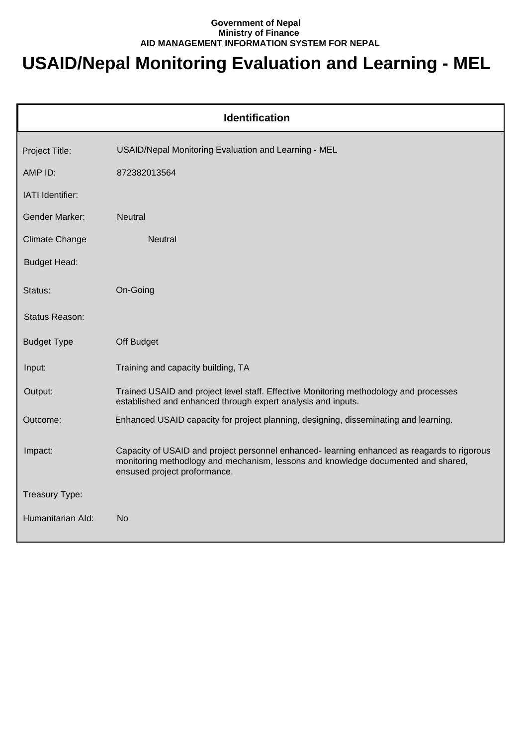**Government of Nepal**
**Ministry of Finance**
**AID MANAGEMENT INFORMATION SYSTEM FOR NEPAL**

# USAID/Nepal Monitoring Evaluation and Learning - MEL

## Identification

| | |
|---|---|
| Project Title: | USAID/Nepal Monitoring Evaluation and Learning - MEL |
| AMP ID: | 872382013564 |
| IATI Identifier: | |
| Gender Marker: | Neutral |
| Climate Change | Neutral |
| Budget Head: | |
| Status: | On-Going |
| Status Reason: | |
| Budget Type | Off Budget |
| Input: | Training and capacity building, TA |
| Output: | Trained USAID and project level staff. Effective Monitoring methodology and processes established and enhanced through expert analysis and inputs. |
| Outcome: | Enhanced USAID capacity for project planning, designing, disseminating and learning. |
| Impact: | Capacity of USAID and project personnel enhanced- learning enhanced as reagards to rigorous monitoring methodlogy and mechanism, lessons and knowledge documented and shared, ensused project proformance. |
| Treasury Type: | |
| Humanitarian AId: | No |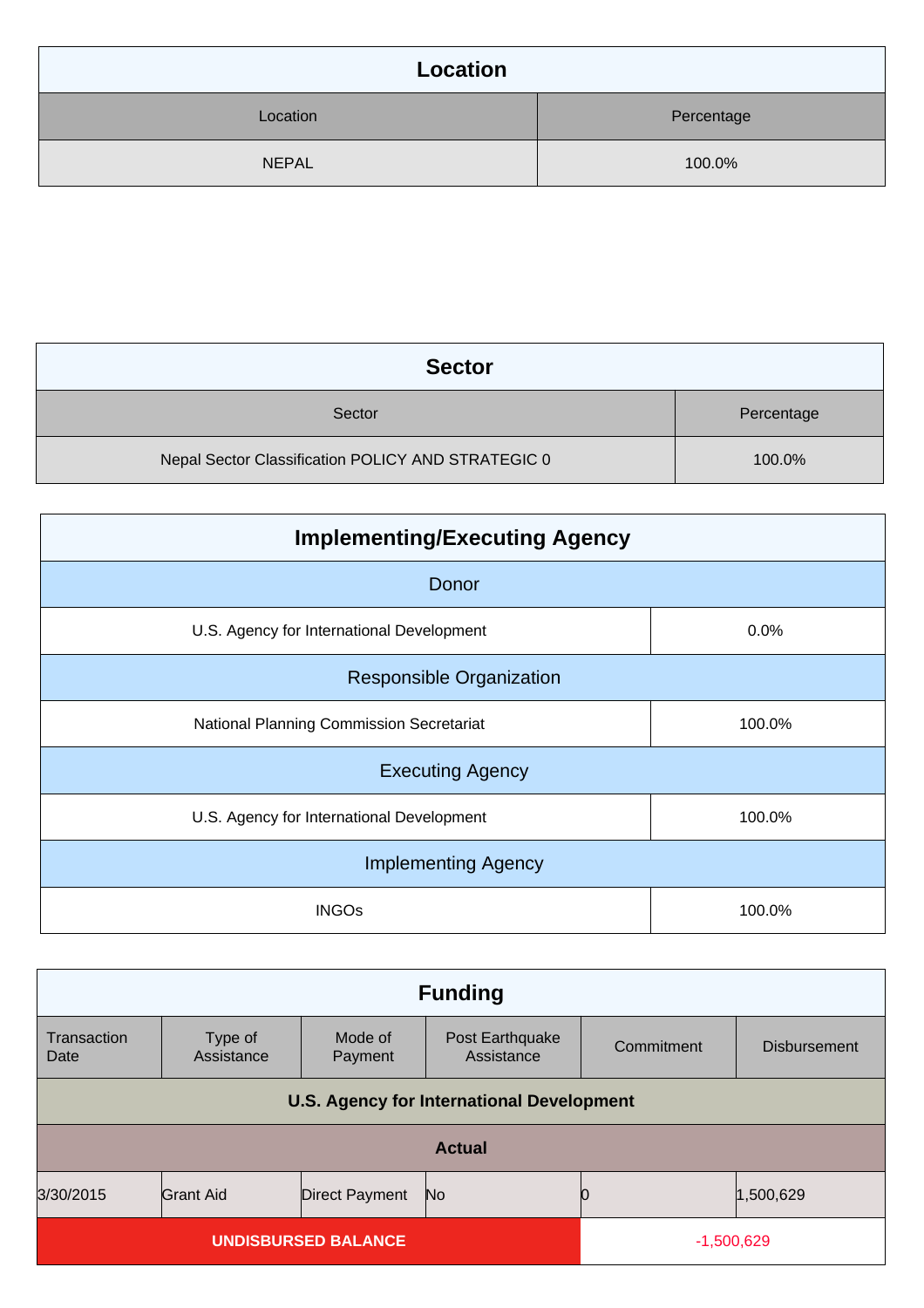## Location

| Location | Percentage |
|---|---|
| NEPAL | 100.0% |

## Sector

| Sector | Percentage |
|---|---|
| Nepal Sector Classification POLICY AND STRATEGIC 0 | 100.0% |

## Implementing/Executing Agency

| Donor | |
|---|---|
| U.S. Agency for International Development | 0.0% |
| **Responsible Organization** | |
| National Planning Commission Secretariat | 100.0% |
| **Executing Agency** | |
| U.S. Agency for International Development | 100.0% |
| **Implementing Agency** | |
| INGOs | 100.0% |

## Funding

| Transaction Date | Type of Assistance | Mode of Payment | Post Earthquake Assistance | Commitment | Disbursement |
|---|---|---|---|---|---|
| **U.S. Agency for International Development** | | | | | |
| **Actual** | | | | | |
| 3/30/2015 | Grant Aid | Direct Payment | No | 0 | 1,500,629 |
| **UNDISBURSED BALANCE** | | | | -1,500,629 | |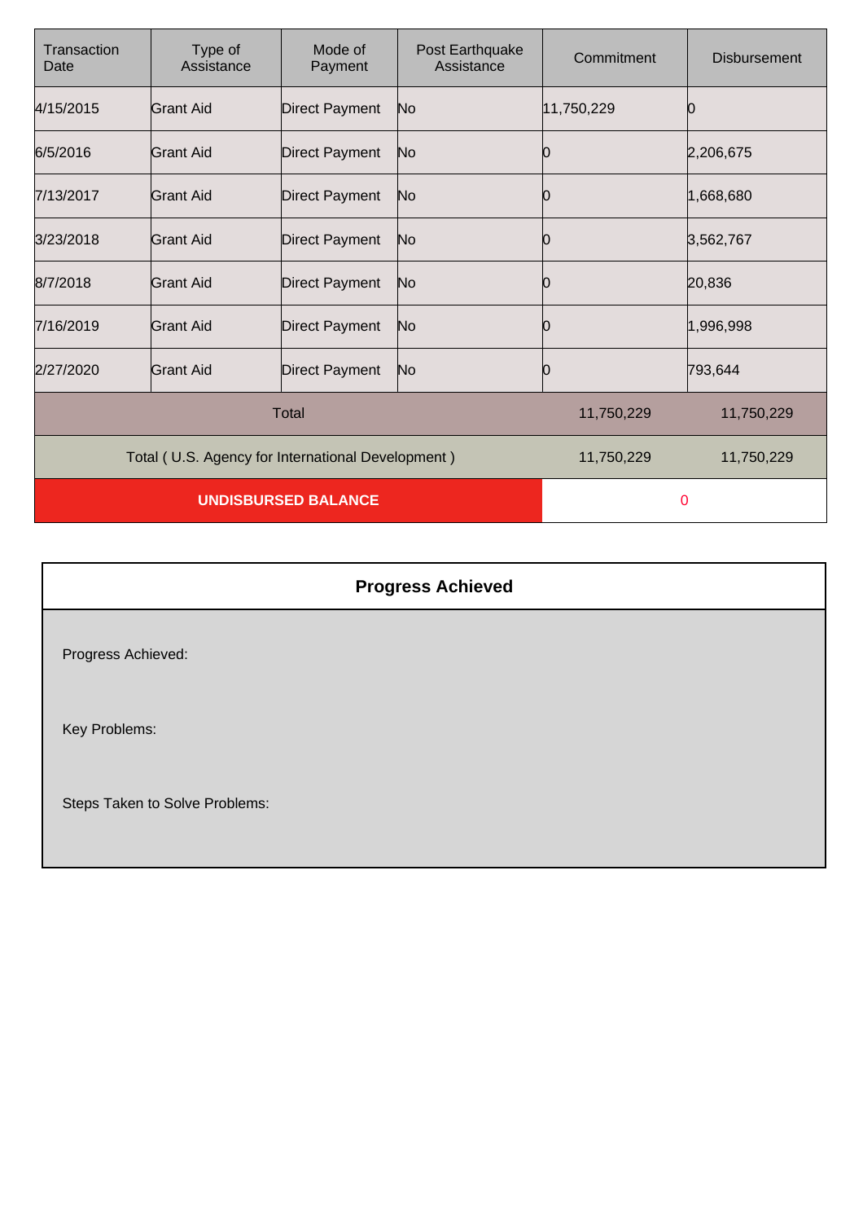| Transaction Date | Type of Assistance | Mode of Payment | Post Earthquake Assistance | Commitment | Disbursement |
|---|---|---|---|---|---|
| 4/15/2015 | Grant Aid | Direct Payment | No | 11,750,229 | 0 |
| 6/5/2016 | Grant Aid | Direct Payment | No | 0 | 2,206,675 |
| 7/13/2017 | Grant Aid | Direct Payment | No | 0 | 1,668,680 |
| 3/23/2018 | Grant Aid | Direct Payment | No | 0 | 3,562,767 |
| 8/7/2018 | Grant Aid | Direct Payment | No | 0 | 20,836 |
| 7/16/2019 | Grant Aid | Direct Payment | No | 0 | 1,996,998 |
| 2/27/2020 | Grant Aid | Direct Payment | No | 0 | 793,644 |
| Total | | | | 11,750,229 | 11,750,229 |
| Total ( U.S. Agency for International Development ) | | | | 11,750,229 | 11,750,229 |
| **UNDISBURSED BALANCE** | | | | 0 | |

## Progress Achieved

Progress Achieved:

Key Problems:

Steps Taken to Solve Problems: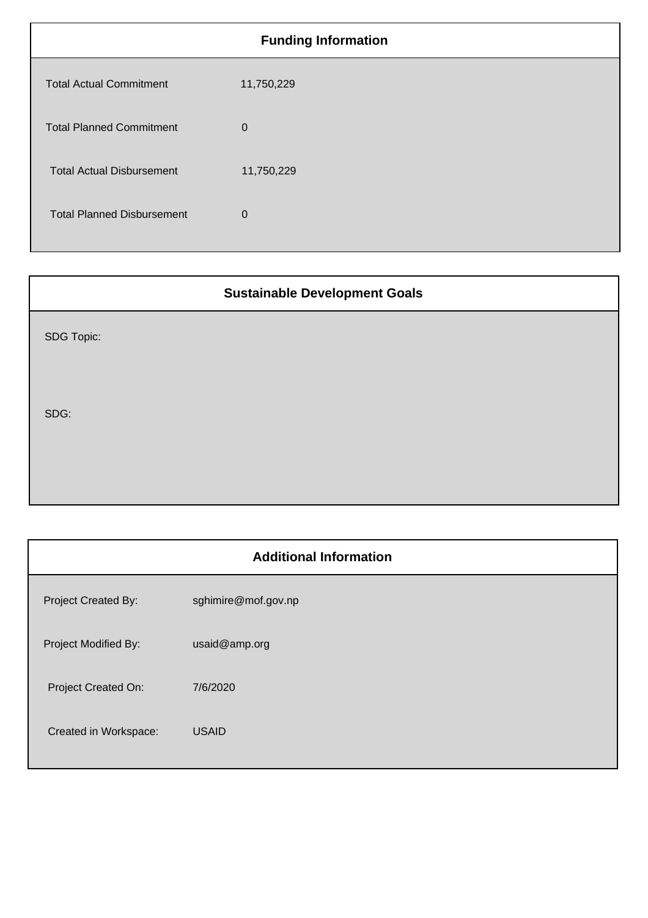## Funding Information

| | |
|---|---|
| Total Actual Commitment | 11,750,229 |
| Total Planned Commitment | 0 |
| Total Actual Disbursement | 11,750,229 |
| Total Planned Disbursement | 0 |

## Sustainable Development Goals

SDG Topic:

SDG:

## Additional Information

| | |
|---|---|
| Project Created By: | sghimire@mof.gov.np |
| Project Modified By: | usaid@amp.org |
| Project Created On: | 7/6/2020 |
| Created in Workspace: | USAID |